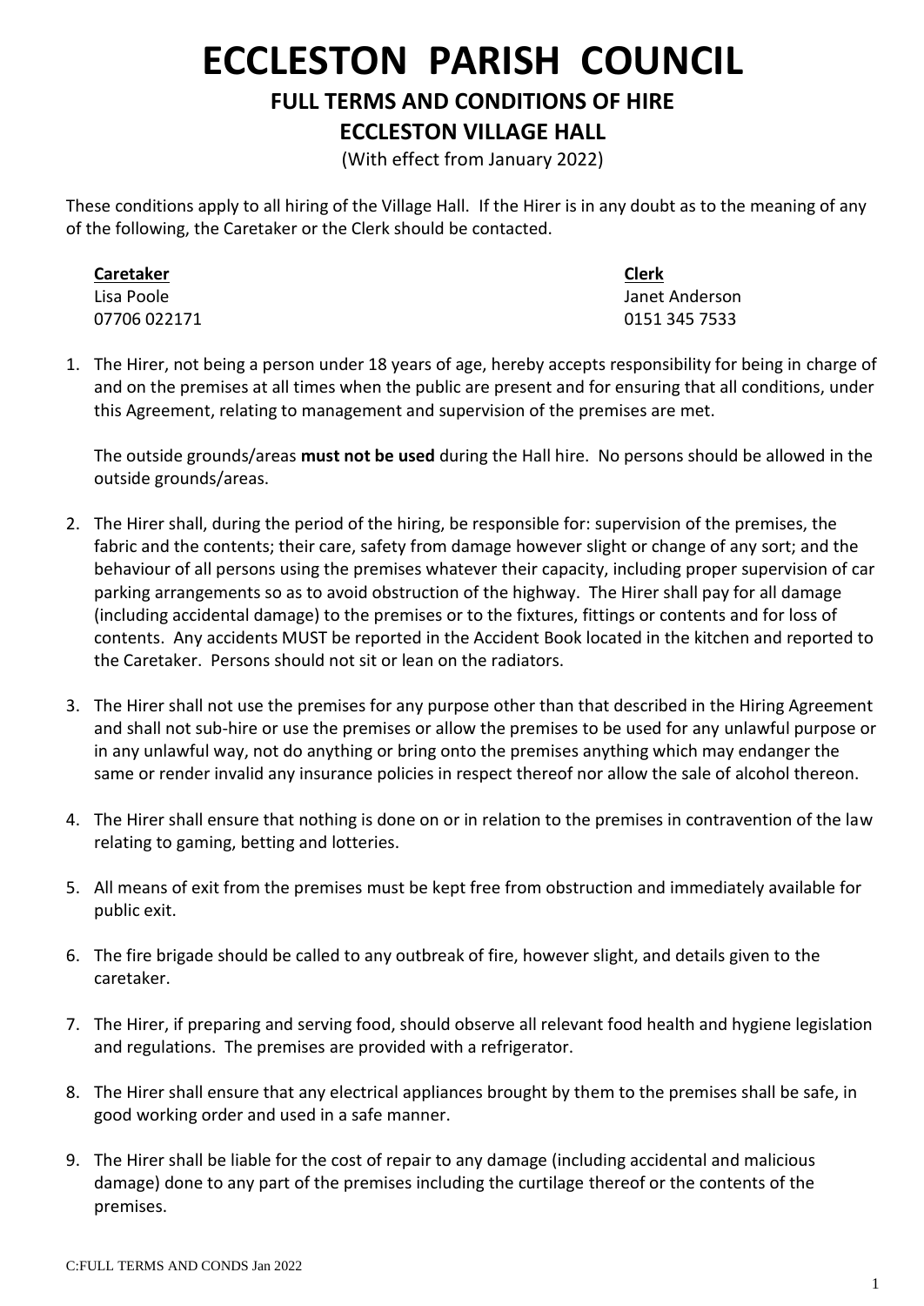# ECCLESTON PARISH COUNCIL

## FULL TERMS AND CONDITIONS OF HIRE

## ECCLESTON VILLAGE HALL

(With effect from January 2022)

These conditions apply to all hiring of the Village Hall. If the Hirer is in any doubt as to the meaning of any of the following, the Caretaker or the Clerk should be contacted.

| Caretaker | Clerk |
| --- | --- |
| Lisa Poole | Janet Anderson |
| 07706 022171 | 0151 345 7533 |

1. The Hirer, not being a person under 18 years of age, hereby accepts responsibility for being in charge of and on the premises at all times when the public are present and for ensuring that all conditions, under this Agreement, relating to management and supervision of the premises are met.

   The outside grounds/areas **must not be used** during the Hall hire. No persons should be allowed in the outside grounds/areas.

2. The Hirer shall, during the period of the hiring, be responsible for: supervision of the premises, the fabric and the contents; their care, safety from damage however slight or change of any sort; and the behaviour of all persons using the premises whatever their capacity, including proper supervision of car parking arrangements so as to avoid obstruction of the highway. The Hirer shall pay for all damage (including accidental damage) to the premises or to the fixtures, fittings or contents and for loss of contents. Any accidents MUST be reported in the Accident Book located in the kitchen and reported to the Caretaker. Persons should not sit or lean on the radiators.

3. The Hirer shall not use the premises for any purpose other than that described in the Hiring Agreement and shall not sub-hire or use the premises or allow the premises to be used for any unlawful purpose or in any unlawful way, not do anything or bring onto the premises anything which may endanger the same or render invalid any insurance policies in respect thereof nor allow the sale of alcohol thereon.

4. The Hirer shall ensure that nothing is done on or in relation to the premises in contravention of the law relating to gaming, betting and lotteries.

5. All means of exit from the premises must be kept free from obstruction and immediately available for public exit.

6. The fire brigade should be called to any outbreak of fire, however slight, and details given to the caretaker.

7. The Hirer, if preparing and serving food, should observe all relevant food health and hygiene legislation and regulations. The premises are provided with a refrigerator.

8. The Hirer shall ensure that any electrical appliances brought by them to the premises shall be safe, in good working order and used in a safe manner.

9. The Hirer shall be liable for the cost of repair to any damage (including accidental and malicious damage) done to any part of the premises including the curtilage thereof or the contents of the premises.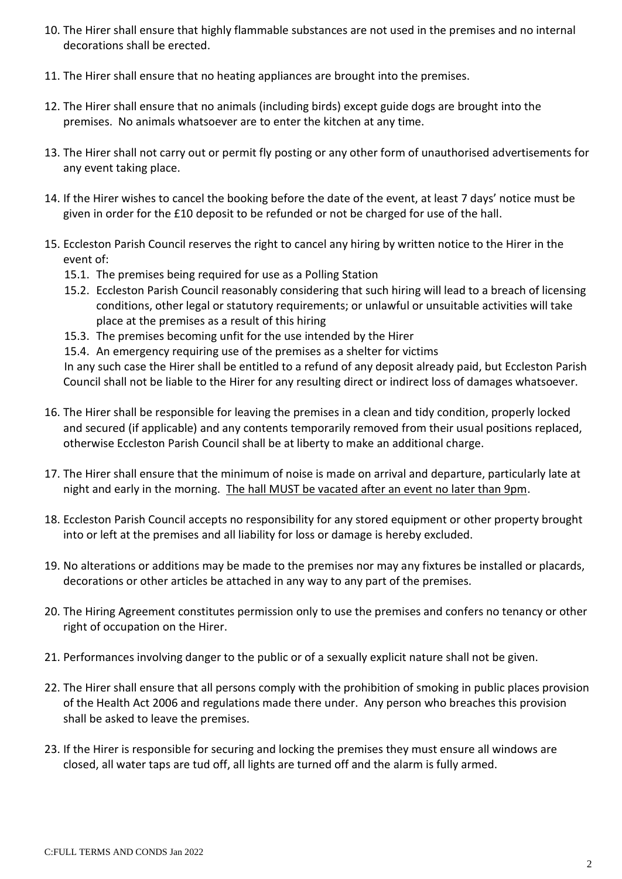10. The Hirer shall ensure that highly flammable substances are not used in the premises and no internal decorations shall be erected.

11. The Hirer shall ensure that no heating appliances are brought into the premises.

12. The Hirer shall ensure that no animals (including birds) except guide dogs are brought into the premises. No animals whatsoever are to enter the kitchen at any time.

13. The Hirer shall not carry out or permit fly posting or any other form of unauthorised advertisements for any event taking place.

14. If the Hirer wishes to cancel the booking before the date of the event, at least 7 days' notice must be given in order for the £10 deposit to be refunded or not be charged for use of the hall.

15. Eccleston Parish Council reserves the right to cancel any hiring by written notice to the Hirer in the event of:
    15.1. The premises being required for use as a Polling Station
    15.2. Eccleston Parish Council reasonably considering that such hiring will lead to a breach of licensing conditions, other legal or statutory requirements; or unlawful or unsuitable activities will take place at the premises as a result of this hiring
    15.3. The premises becoming unfit for the use intended by the Hirer
    15.4. An emergency requiring use of the premises as a shelter for victims

    In any such case the Hirer shall be entitled to a refund of any deposit already paid, but Eccleston Parish Council shall not be liable to the Hirer for any resulting direct or indirect loss of damages whatsoever.

16. The Hirer shall be responsible for leaving the premises in a clean and tidy condition, properly locked and secured (if applicable) and any contents temporarily removed from their usual positions replaced, otherwise Eccleston Parish Council shall be at liberty to make an additional charge.

17. The Hirer shall ensure that the minimum of noise is made on arrival and departure, particularly late at night and early in the morning. <u>The hall MUST be vacated after an event no later than 9pm</u>.

18. Eccleston Parish Council accepts no responsibility for any stored equipment or other property brought into or left at the premises and all liability for loss or damage is hereby excluded.

19. No alterations or additions may be made to the premises nor may any fixtures be installed or placards, decorations or other articles be attached in any way to any part of the premises.

20. The Hiring Agreement constitutes permission only to use the premises and confers no tenancy or other right of occupation on the Hirer.

21. Performances involving danger to the public or of a sexually explicit nature shall not be given.

22. The Hirer shall ensure that all persons comply with the prohibition of smoking in public places provision of the Health Act 2006 and regulations made there under. Any person who breaches this provision shall be asked to leave the premises.

23. If the Hirer is responsible for securing and locking the premises they must ensure all windows are closed, all water taps are tud off, all lights are turned off and the alarm is fully armed.

C:FULL TERMS AND CONDS Jan 2022